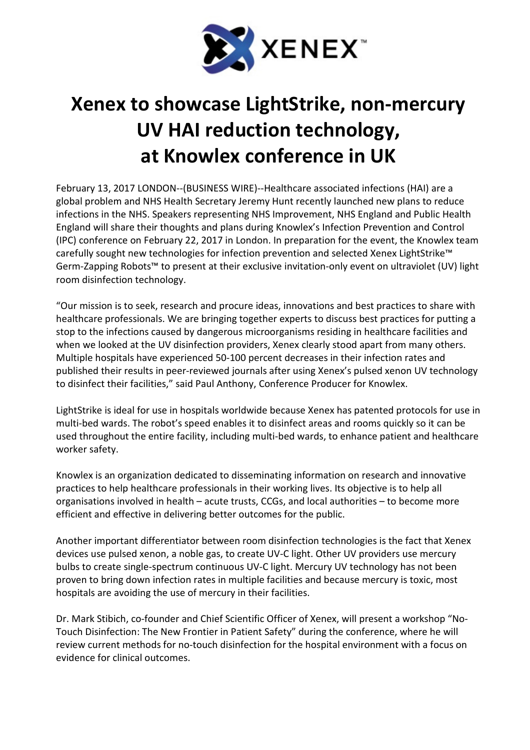# Xenex to showcase LightStrike, non-mercury UV HAI reduction technology, at Knowlex conference in UK

February 13, 2017 LONDON--(BUSINESS WIRE)--Healthcare associated infections (HAI) are a global problem and NHS Health Secretary Jeremy Hunt recently launched new plans to reduce infections in the NHS. Speakers representing NHS Improvement, NHS England and Public Health England will share their thoughts and plans during Knowlex's Infection Prevention and Control (IPC) conference on February 22, 2017 in London. In preparation for the event, the Knowlex team carefully sought new technologies for infection prevention and selected Xenex LightStrike™ Germ-Zapping Robots™ to present at their exclusive invitation-only event on ultraviolet (UV) light room disinfection technology.

"Our mission is to seek, research and procure ideas, innovations and best practices to share with healthcare professionals. We are bringing together experts to discuss best practices for putting a stop to the infections caused by dangerous microorganisms residing in healthcare facilities and when we looked at the UV disinfection providers, Xenex clearly stood apart from many others. Multiple hospitals have experienced 50-100 percent decreases in their infection rates and published their results in peer-reviewed journals after using Xenex's pulsed xenon UV technology to disinfect their facilities," said Paul Anthony, Conference Producer for Knowlex.

LightStrike is ideal for use in hospitals worldwide because Xenex has patented protocols for use in multi-bed wards. The robot's speed enables it to disinfect areas and rooms quickly so it can be used throughout the entire facility, including multi-bed wards, to enhance patient and healthcare worker safety.

Knowlex is an organization dedicated to disseminating information on research and innovative practices to help healthcare professionals in their working lives. Its objective is to help all organisations involved in health – acute trusts, CCGs, and local authorities – to become more efficient and effective in delivering better outcomes for the public.

Another important differentiator between room disinfection technologies is the fact that Xenex devices use pulsed xenon, a noble gas, to create UV-C light. Other UV providers use mercury bulbs to create single-spectrum continuous UV-C light. Mercury UV technology has not been proven to bring down infection rates in multiple facilities and because mercury is toxic, most hospitals are avoiding the use of mercury in their facilities.

Dr. Mark Stibich, co-founder and Chief Scientific Officer of Xenex, will present a workshop "No-Touch Disinfection: The New Frontier in Patient Safety" during the conference, where he will review current methods for no-touch disinfection for the hospital environment with a focus on evidence for clinical outcomes.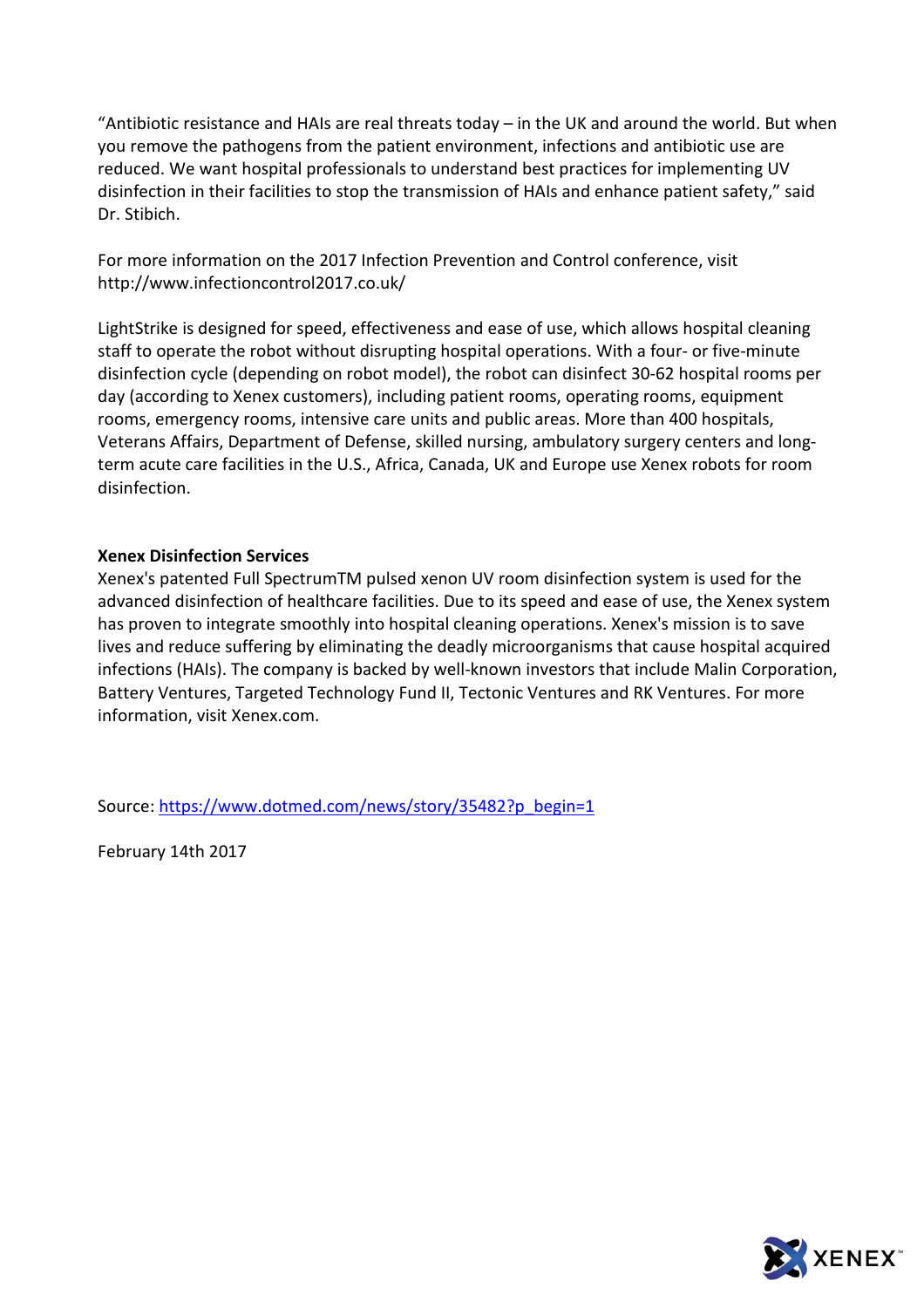"Antibiotic resistance and HAIs are real threats today – in the UK and around the world. But when you remove the pathogens from the patient environment, infections and antibiotic use are reduced. We want hospital professionals to understand best practices for implementing UV disinfection in their facilities to stop the transmission of HAIs and enhance patient safety," said Dr. Stibich.

For more information on the 2017 Infection Prevention and Control conference, visit http://www.infectioncontrol2017.co.uk/

LightStrike is designed for speed, effectiveness and ease of use, which allows hospital cleaning staff to operate the robot without disrupting hospital operations. With a four- or five-minute disinfection cycle (depending on robot model), the robot can disinfect 30-62 hospital rooms per day (according to Xenex customers), including patient rooms, operating rooms, equipment rooms, emergency rooms, intensive care units and public areas. More than 400 hospitals, Veterans Affairs, Department of Defense, skilled nursing, ambulatory surgery centers and long-term acute care facilities in the U.S., Africa, Canada, UK and Europe use Xenex robots for room disinfection.

**Xenex Disinfection Services**

Xenex's patented Full SpectrumTM pulsed xenon UV room disinfection system is used for the advanced disinfection of healthcare facilities. Due to its speed and ease of use, the Xenex system has proven to integrate smoothly into hospital cleaning operations. Xenex's mission is to save lives and reduce suffering by eliminating the deadly microorganisms that cause hospital acquired infections (HAIs). The company is backed by well-known investors that include Malin Corporation, Battery Ventures, Targeted Technology Fund II, Tectonic Ventures and RK Ventures. For more information, visit Xenex.com.

Source: https://www.dotmed.com/news/story/35482?p_begin=1

February 14th 2017